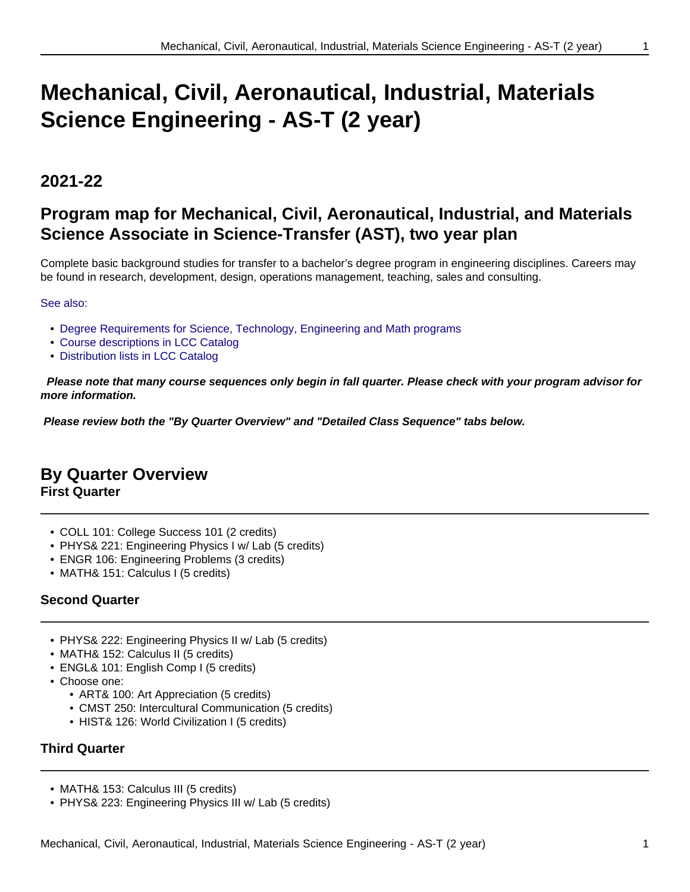# Mechanical, Civil, Aeronautical, Industrial, Materials Science Engineering - AS-T (2 year)

## 2021-22

## Program map for Mechanical, Civil, Aeronautical, Industrial, and Materials Science Associate in Science-Transfer (AST), two year plan

Complete basic background studies for transfer to a bachelor's degree program in engineering disciplines. Careers may be found in research, development, design, operations management, teaching, sales and consulting.

See also:

- Degree Requirements for Science, Technology, Engineering and Math programs
- Course descriptions in LCC Catalog
- Distribution lists in LCC Catalog

***Please note that many course sequences only begin in fall quarter. Please check with your program advisor for more information.***

***Please review both the "By Quarter Overview" and "Detailed Class Sequence" tabs below.***

## By Quarter Overview

### First Quarter

- COLL 101: College Success 101 (2 credits)
- PHYS& 221: Engineering Physics I w/ Lab (5 credits)
- ENGR 106: Engineering Problems (3 credits)
- MATH& 151: Calculus I (5 credits)

### Second Quarter

- PHYS& 222: Engineering Physics II w/ Lab (5 credits)
- MATH& 152: Calculus II (5 credits)
- ENGL& 101: English Comp I (5 credits)
- Choose one:
  - ART& 100: Art Appreciation (5 credits)
  - CMST 250: Intercultural Communication (5 credits)
  - HIST& 126: World Civilization I (5 credits)

### Third Quarter

- MATH& 153: Calculus III (5 credits)
- PHYS& 223: Engineering Physics III w/ Lab (5 credits)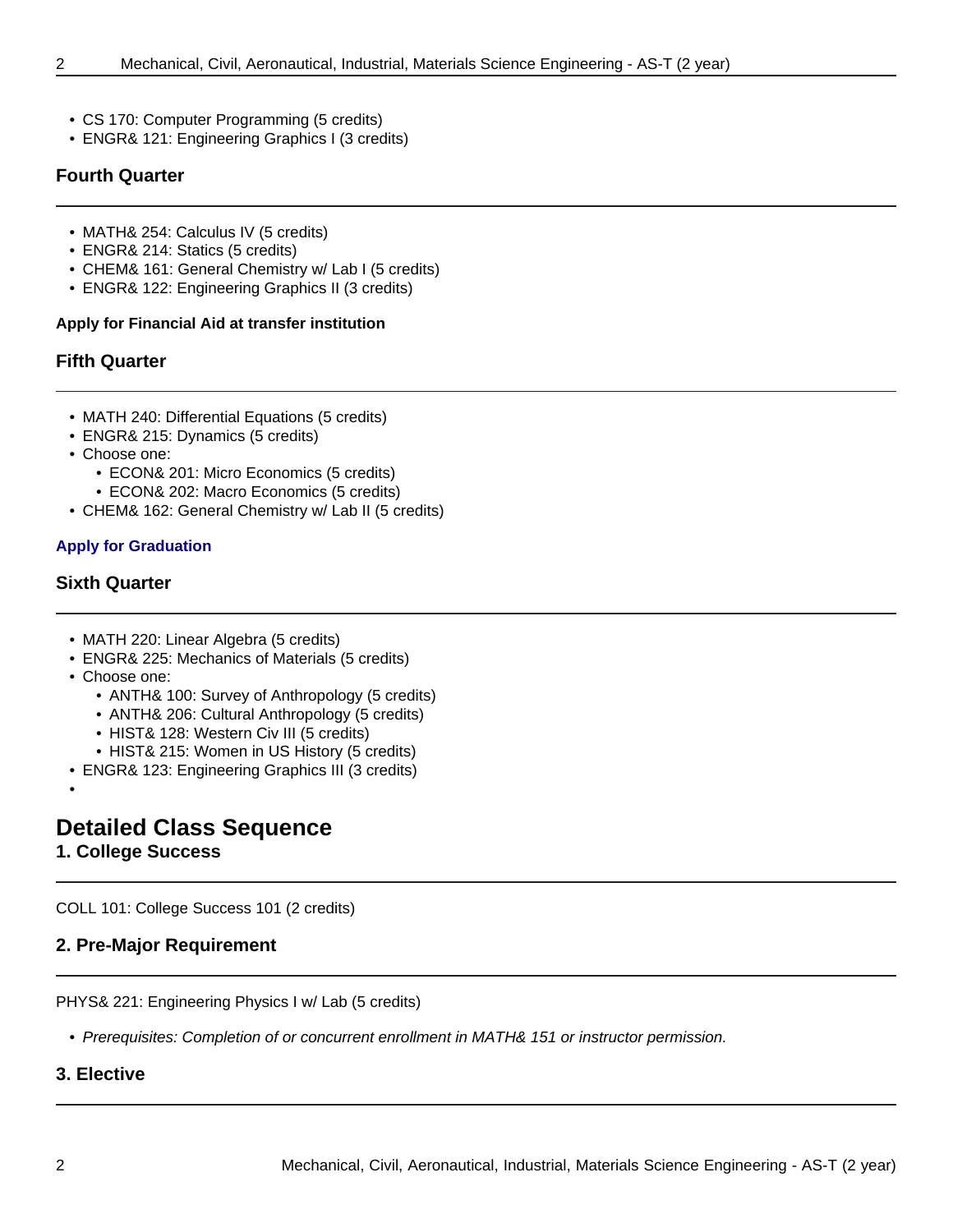- CS 170: Computer Programming (5 credits)
- ENGR& 121: Engineering Graphics I (3 credits)

### Fourth Quarter

- MATH& 254: Calculus IV (5 credits)
- ENGR& 214: Statics (5 credits)
- CHEM& 161: General Chemistry w/ Lab I (5 credits)
- ENGR& 122: Engineering Graphics II (3 credits)

**Apply for Financial Aid at transfer institution**

### Fifth Quarter

- MATH 240: Differential Equations (5 credits)
- ENGR& 215: Dynamics (5 credits)
- Choose one:
  - ECON& 201: Micro Economics (5 credits)
  - ECON& 202: Macro Economics (5 credits)
- CHEM& 162: General Chemistry w/ Lab II (5 credits)

**Apply for Graduation**

### Sixth Quarter

- MATH 220: Linear Algebra (5 credits)
- ENGR& 225: Mechanics of Materials (5 credits)
- Choose one:
  - ANTH& 100: Survey of Anthropology (5 credits)
  - ANTH& 206: Cultural Anthropology (5 credits)
  - HIST& 128: Western Civ III (5 credits)
  - HIST& 215: Women in US History (5 credits)
- ENGR& 123: Engineering Graphics III (3 credits)

## Detailed Class Sequence

### 1. College Success

COLL 101: College Success 101 (2 credits)

### 2. Pre-Major Requirement

PHYS& 221: Engineering Physics I w/ Lab (5 credits)

- *Prerequisites: Completion of or concurrent enrollment in MATH& 151 or instructor permission.*

### 3. Elective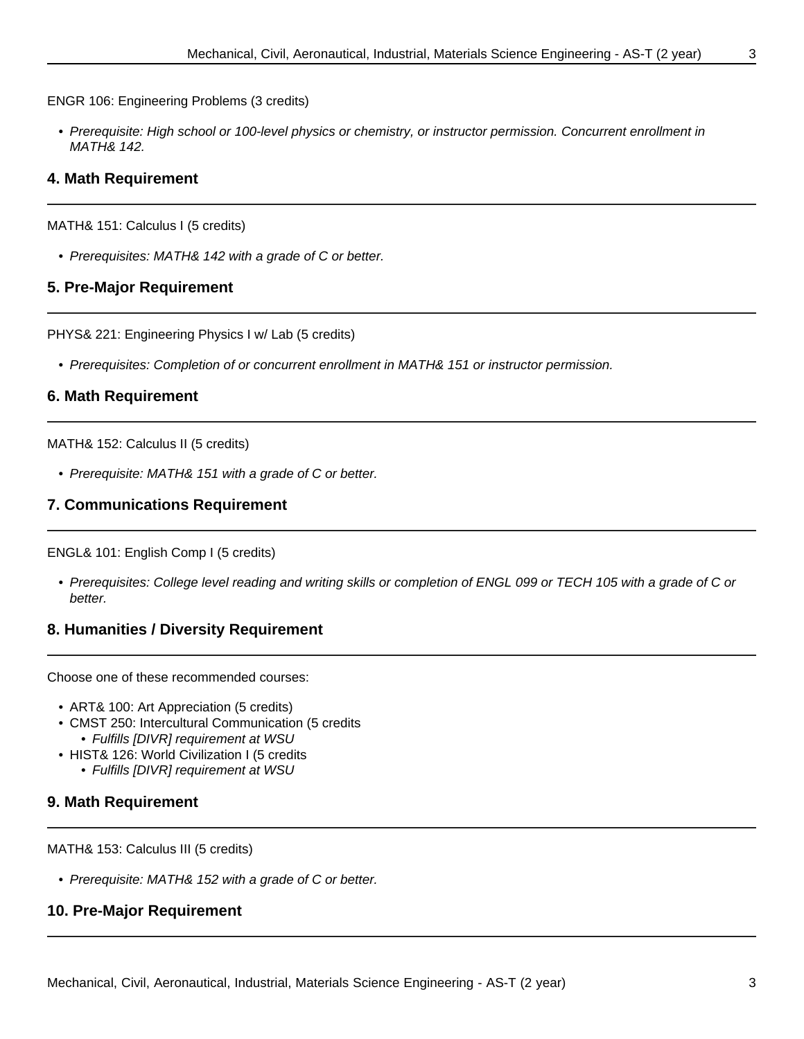ENGR 106: Engineering Problems (3 credits)

- *Prerequisite: High school or 100-level physics or chemistry, or instructor permission. Concurrent enrollment in MATH& 142.*

### 4. Math Requirement

MATH& 151: Calculus I (5 credits)

- *Prerequisites: MATH& 142 with a grade of C or better.*

### 5. Pre-Major Requirement

PHYS& 221: Engineering Physics I w/ Lab (5 credits)

- *Prerequisites: Completion of or concurrent enrollment in MATH& 151 or instructor permission.*

### 6. Math Requirement

MATH& 152: Calculus II (5 credits)

- *Prerequisite: MATH& 151 with a grade of C or better.*

### 7. Communications Requirement

ENGL& 101: English Comp I (5 credits)

- *Prerequisites: College level reading and writing skills or completion of ENGL 099 or TECH 105 with a grade of C or better.*

### 8. Humanities / Diversity Requirement

Choose one of these recommended courses:

- ART& 100: Art Appreciation (5 credits)
- CMST 250: Intercultural Communication (5 credits
  - *Fulfills [DIVR] requirement at WSU*
- HIST& 126: World Civilization I (5 credits
  - *Fulfills [DIVR] requirement at WSU*

### 9. Math Requirement

MATH& 153: Calculus III (5 credits)

- *Prerequisite: MATH& 152 with a grade of C or better.*

### 10. Pre-Major Requirement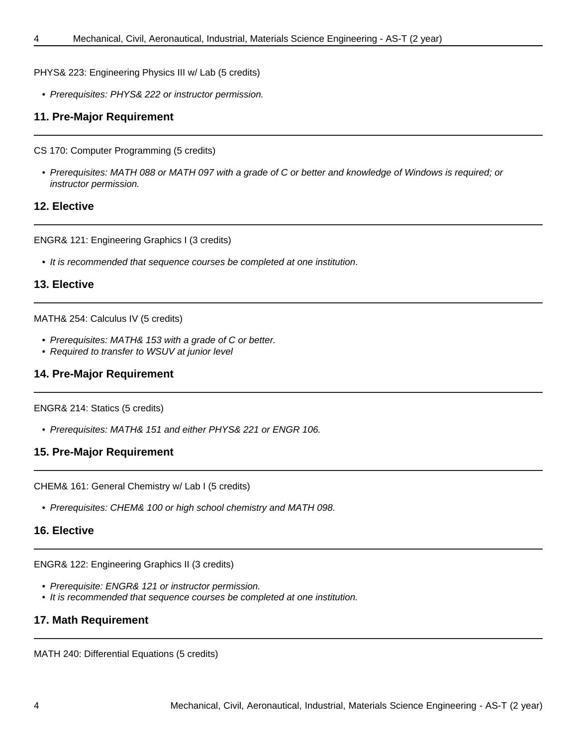PHYS& 223: Engineering Physics III w/ Lab (5 credits)

- *Prerequisites: PHYS& 222 or instructor permission.*

### 11. Pre-Major Requirement

CS 170: Computer Programming (5 credits)

- *Prerequisites: MATH 088 or MATH 097 with a grade of C or better and knowledge of Windows is required; or instructor permission.*

### 12. Elective

ENGR& 121: Engineering Graphics I (3 credits)

- *It is recommended that sequence courses be completed at one institution*.

### 13. Elective

MATH& 254: Calculus IV (5 credits)

- *Prerequisites: MATH& 153 with a grade of C or better.*
- *Required to transfer to WSUV at junior level*

### 14. Pre-Major Requirement

ENGR& 214: Statics (5 credits)

- *Prerequisites: MATH& 151 and either PHYS& 221 or ENGR 106.*

### 15. Pre-Major Requirement

CHEM& 161: General Chemistry w/ Lab I (5 credits)

- *Prerequisites: CHEM& 100 or high school chemistry and MATH 098.*

### 16. Elective

ENGR& 122: Engineering Graphics II (3 credits)

- *Prerequisite: ENGR& 121 or instructor permission.*
- *It is recommended that sequence courses be completed at one institution.*

### 17. Math Requirement

MATH 240: Differential Equations (5 credits)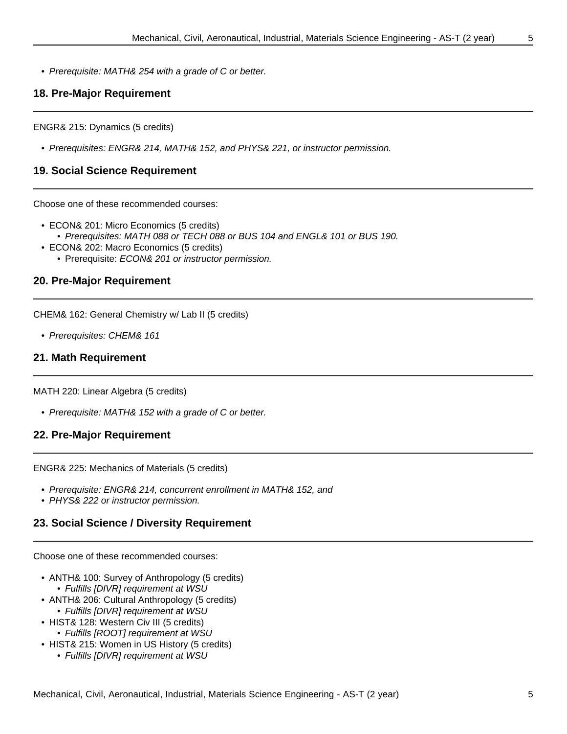- *Prerequisite: MATH& 254 with a grade of C or better.*

## 18. Pre-Major Requirement

ENGR& 215: Dynamics (5 credits)

- *Prerequisites: ENGR& 214, MATH& 152, and PHYS& 221, or instructor permission.*

## 19. Social Science Requirement

Choose one of these recommended courses:

- ECON& 201: Micro Economics (5 credits)
  - *Prerequisites: MATH 088 or TECH 088 or BUS 104 and ENGL& 101 or BUS 190.*
- ECON& 202: Macro Economics (5 credits)
  - Prerequisite: *ECON& 201 or instructor permission.*

## 20. Pre-Major Requirement

CHEM& 162: General Chemistry w/ Lab II (5 credits)

- *Prerequisites: CHEM& 161*

## 21. Math Requirement

MATH 220: Linear Algebra (5 credits)

- *Prerequisite: MATH& 152 with a grade of C or better.*

## 22. Pre-Major Requirement

ENGR& 225: Mechanics of Materials (5 credits)

- *Prerequisite: ENGR& 214, concurrent enrollment in MATH& 152, and*
- *PHYS& 222 or instructor permission.*

## 23. Social Science / Diversity Requirement

Choose one of these recommended courses:

- ANTH& 100: Survey of Anthropology (5 credits)
  - *Fulfills [DIVR] requirement at WSU*
- ANTH& 206: Cultural Anthropology (5 credits)
  - *Fulfills [DIVR] requirement at WSU*
- HIST& 128: Western Civ III (5 credits)
  - *Fulfills [ROOT] requirement at WSU*
- HIST& 215: Women in US History (5 credits)
  - *Fulfills [DIVR] requirement at WSU*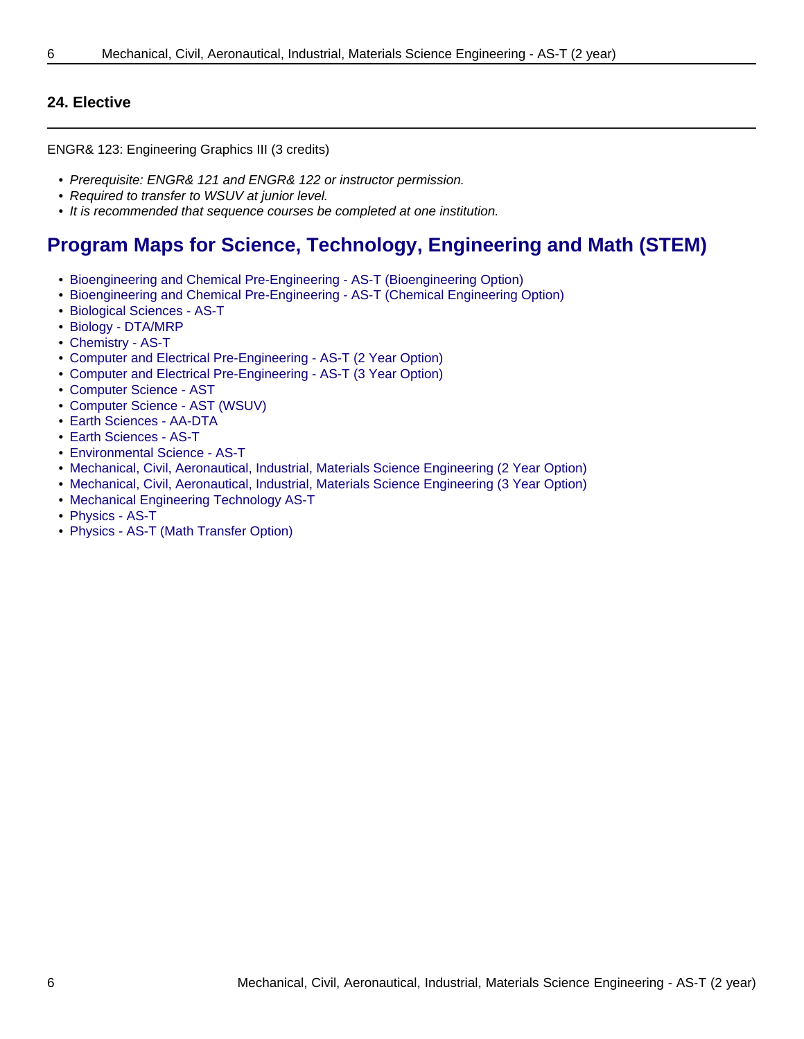### 24. Elective

ENGR& 123: Engineering Graphics III (3 credits)

- *Prerequisite: ENGR& 121 and ENGR& 122 or instructor permission.*
- *Required to transfer to WSUV at junior level.*
- *It is recommended that sequence courses be completed at one institution.*

## Program Maps for Science, Technology, Engineering and Math (STEM)

- Bioengineering and Chemical Pre-Engineering - AS-T (Bioengineering Option)
- Bioengineering and Chemical Pre-Engineering - AS-T (Chemical Engineering Option)
- Biological Sciences - AS-T
- Biology - DTA/MRP
- Chemistry - AS-T
- Computer and Electrical Pre-Engineering - AS-T (2 Year Option)
- Computer and Electrical Pre-Engineering - AS-T (3 Year Option)
- Computer Science - AST
- Computer Science - AST (WSUV)
- Earth Sciences - AA-DTA
- Earth Sciences - AS-T
- Environmental Science - AS-T
- Mechanical, Civil, Aeronautical, Industrial, Materials Science Engineering (2 Year Option)
- Mechanical, Civil, Aeronautical, Industrial, Materials Science Engineering (3 Year Option)
- Mechanical Engineering Technology AS-T
- Physics - AS-T
- Physics - AS-T (Math Transfer Option)